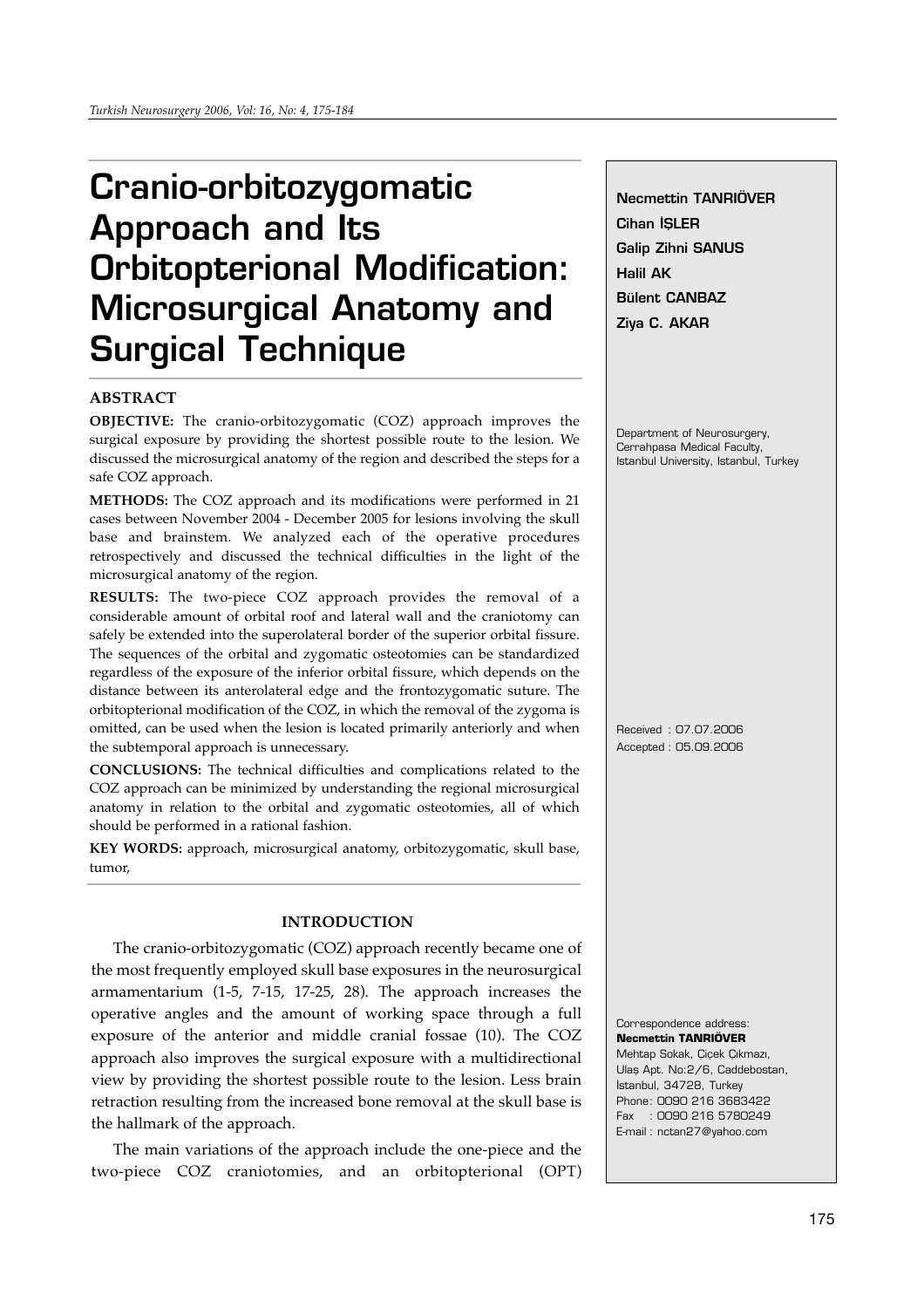# Cranio-orbitozygomatic Approach and Its Orbitopterional Modification: Microsurgical Anatomy and Surgical Technique

**Necmettin TANRIÖVER**
**Cihan İŞLER**
**Galip Zihni SANUS**
**Halil AK**
**Bülent CANBAZ**
**Ziya C. AKAR**

Department of Neurosurgery, Cerrahpasa Medical Faculty, Istanbul University, Istanbul, Turkey

Received : 07.07.2006
Accepted : 05.09.2006

Correspondence address:
**Necmettin TANRIÖVER**
Mehtap Sokak, Çiçek Çıkmazı, Ulaş Apt. No:2/6, Caddebostan, İstanbul, 34728, Turkey
Phone: 0090 216 3683422
Fax : 0090 216 5780249
E-mail : nctan27@yahoo.com

## ABSTRACT

**OBJECTIVE:** The cranio-orbitozygomatic (COZ) approach improves the surgical exposure by providing the shortest possible route to the lesion. We discussed the microsurgical anatomy of the region and described the steps for a safe COZ approach.

**METHODS:** The COZ approach and its modifications were performed in 21 cases between November 2004 - December 2005 for lesions involving the skull base and brainstem. We analyzed each of the operative procedures retrospectively and discussed the technical difficulties in the light of the microsurgical anatomy of the region.

**RESULTS:** The two-piece COZ approach provides the removal of a considerable amount of orbital roof and lateral wall and the craniotomy can safely be extended into the superolateral border of the superior orbital fissure. The sequences of the orbital and zygomatic osteotomies can be standardized regardless of the exposure of the inferior orbital fissure, which depends on the distance between its anterolateral edge and the frontozygomatic suture. The orbitopterional modification of the COZ, in which the removal of the zygoma is omitted, can be used when the lesion is located primarily anteriorly and when the subtemporal approach is unnecessary.

**CONCLUSIONS:** The technical difficulties and complications related to the COZ approach can be minimized by understanding the regional microsurgical anatomy in relation to the orbital and zygomatic osteotomies, all of which should be performed in a rational fashion.

**KEY WORDS:** approach, microsurgical anatomy, orbitozygomatic, skull base, tumor,

## INTRODUCTION

The cranio-orbitozygomatic (COZ) approach recently became one of the most frequently employed skull base exposures in the neurosurgical armamentarium (1-5, 7-15, 17-25, 28). The approach increases the operative angles and the amount of working space through a full exposure of the anterior and middle cranial fossae (10). The COZ approach also improves the surgical exposure with a multidirectional view by providing the shortest possible route to the lesion. Less brain retraction resulting from the increased bone removal at the skull base is the hallmark of the approach.

The main variations of the approach include the one-piece and the two-piece COZ craniotomies, and an orbitopterional (OPT)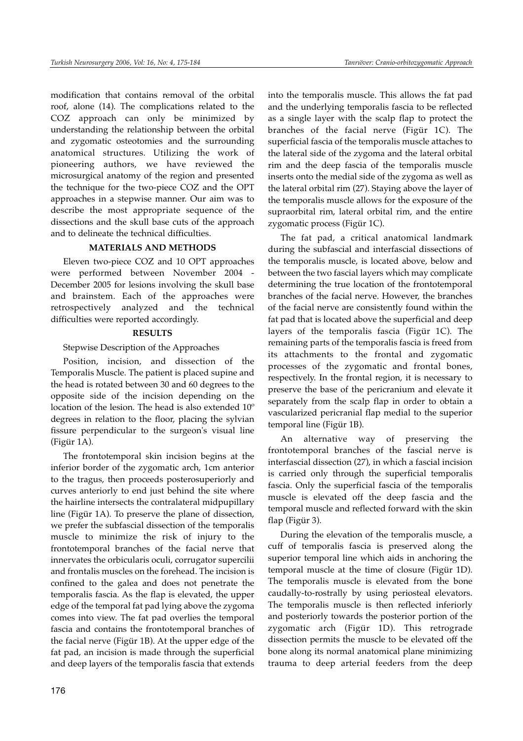modification that contains removal of the orbital roof, alone (14). The complications related to the COZ approach can only be minimized by understanding the relationship between the orbital and zygomatic osteotomies and the surrounding anatomical structures. Utilizing the work of pioneering authors, we have reviewed the microsurgical anatomy of the region and presented the technique for the two-piece COZ and the OPT approaches in a stepwise manner. Our aim was to describe the most appropriate sequence of the dissections and the skull base cuts of the approach and to delineate the technical difficulties.

## MATERIALS AND METHODS

Eleven two-piece COZ and 10 OPT approaches were performed between November 2004 - December 2005 for lesions involving the skull base and brainstem. Each of the approaches were retrospectively analyzed and the technical difficulties were reported accordingly.

## RESULTS

Stepwise Description of the Approaches

Position, incision, and dissection of the Temporalis Muscle. The patient is placed supine and the head is rotated between 30 and 60 degrees to the opposite side of the incision depending on the location of the lesion. The head is also extended 10º degrees in relation to the floor, placing the sylvian fissure perpendicular to the surgeon's visual line (Figür 1A).

The frontotemporal skin incision begins at the inferior border of the zygomatic arch, 1cm anterior to the tragus, then proceeds posterosuperiorly and curves anteriorly to end just behind the site where the hairline intersects the contralateral midpupillary line (Figür 1A). To preserve the plane of dissection, we prefer the subfascial dissection of the temporalis muscle to minimize the risk of injury to the frontotemporal branches of the facial nerve that innervates the orbicularis oculi, corrugator supercilii and frontalis muscles on the forehead. The incision is confined to the galea and does not penetrate the temporalis fascia. As the flap is elevated, the upper edge of the temporal fat pad lying above the zygoma comes into view. The fat pad overlies the temporal fascia and contains the frontotemporal branches of the facial nerve (Figür 1B). At the upper edge of the fat pad, an incision is made through the superficial and deep layers of the temporalis fascia that extends into the temporalis muscle. This allows the fat pad and the underlying temporalis fascia to be reflected as a single layer with the scalp flap to protect the branches of the facial nerve (Figür 1C). The superficial fascia of the temporalis muscle attaches to the lateral side of the zygoma and the lateral orbital rim and the deep fascia of the temporalis muscle inserts onto the medial side of the zygoma as well as the lateral orbital rim (27). Staying above the layer of the temporalis muscle allows for the exposure of the supraorbital rim, lateral orbital rim, and the entire zygomatic process (Figür 1C).

The fat pad, a critical anatomical landmark during the subfascial and interfascial dissections of the temporalis muscle, is located above, below and between the two fascial layers which may complicate determining the true location of the frontotemporal branches of the facial nerve. However, the branches of the facial nerve are consistently found within the fat pad that is located above the superficial and deep layers of the temporalis fascia (Figür 1C). The remaining parts of the temporalis fascia is freed from its attachments to the frontal and zygomatic processes of the zygomatic and frontal bones, respectively. In the frontal region, it is necessary to preserve the base of the pericranium and elevate it separately from the scalp flap in order to obtain a vascularized pericranial flap medial to the superior temporal line (Figür 1B).

An alternative way of preserving the frontotemporal branches of the fascial nerve is interfascial dissection (27), in which a fascial incision is carried only through the superficial temporalis fascia. Only the superficial fascia of the temporalis muscle is elevated off the deep fascia and the temporal muscle and reflected forward with the skin flap (Figür 3).

During the elevation of the temporalis muscle, a cuff of temporalis fascia is preserved along the superior temporal line which aids in anchoring the temporal muscle at the time of closure (Figür 1D). The temporalis muscle is elevated from the bone caudally-to-rostrally by using periosteal elevators. The temporalis muscle is then reflected inferiorly and posteriorly towards the posterior portion of the zygomatic arch (Figür 1D). This retrograde dissection permits the muscle to be elevated off the bone along its normal anatomical plane minimizing trauma to deep arterial feeders from the deep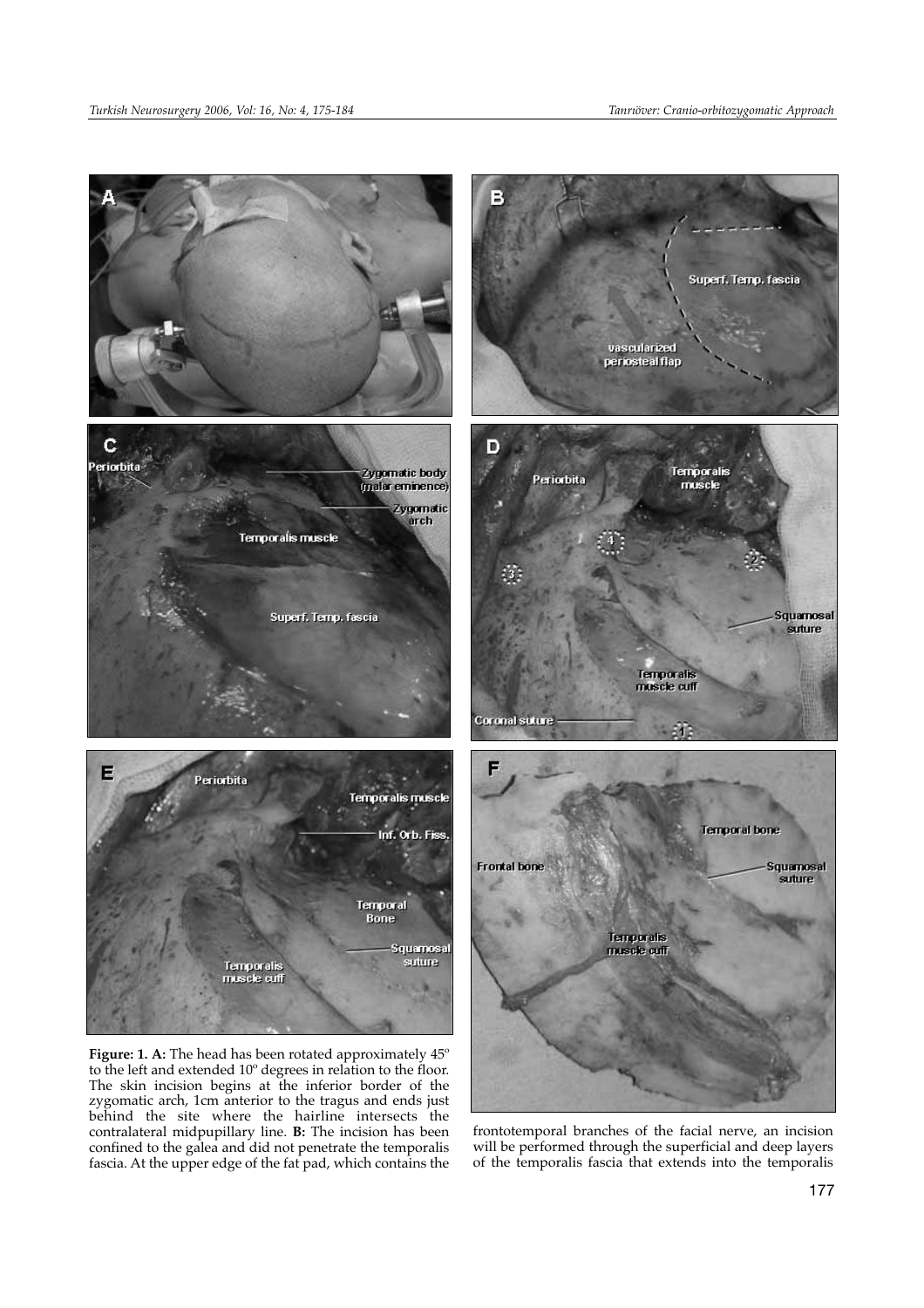**Figure: 1. A:** The head has been rotated approximately 45º to the left and extended 10º degrees in relation to the floor. The skin incision begins at the inferior border of the zygomatic arch, 1cm anterior to the tragus and ends just behind the site where the hairline intersects the contralateral midpupillary line. **B:** The incision has been confined to the galea and did not penetrate the temporalis fascia. At the upper edge of the fat pad, which contains the frontotemporal branches of the facial nerve, an incision will be performed through the superficial and deep layers of the temporalis fascia that extends into the temporalis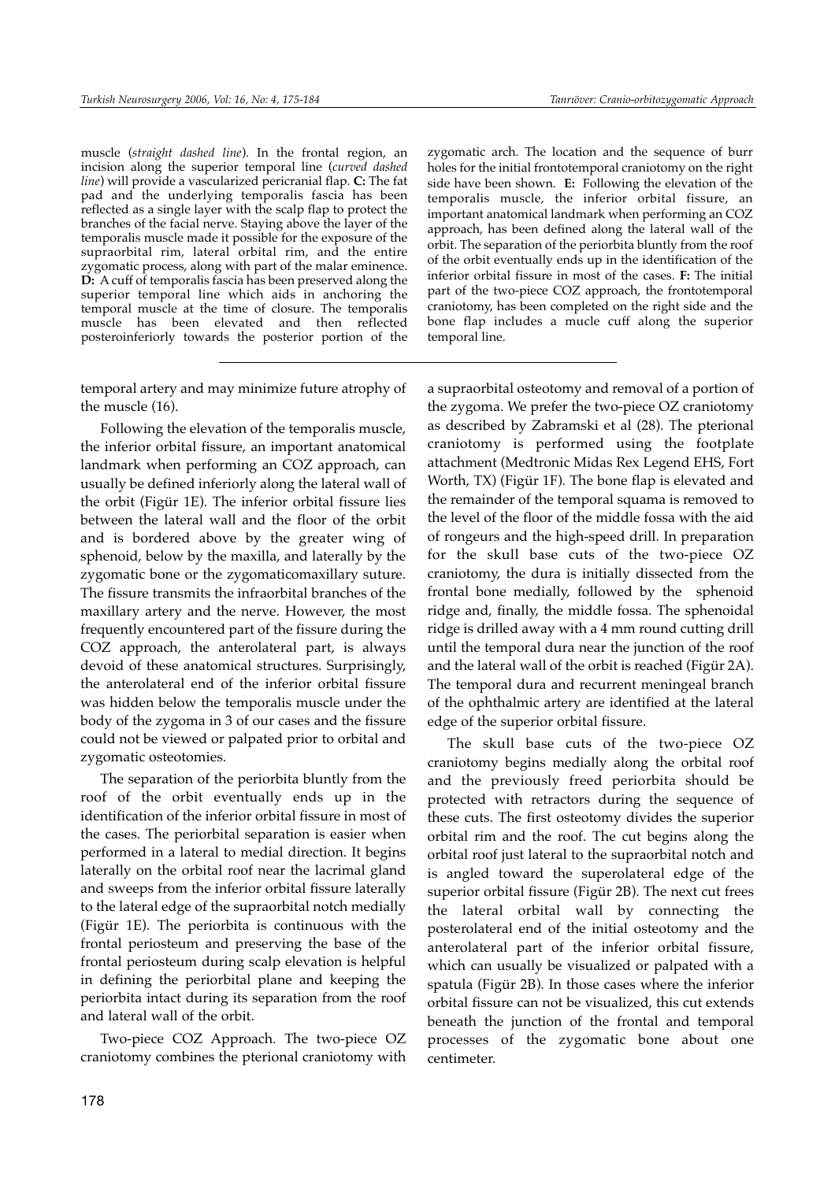muscle (*straight dashed line*). In the frontal region, an incision along the superior temporal line (*curved dashed line*) will provide a vascularized pericranial flap. **C:** The fat pad and the underlying temporalis fascia has been reflected as a single layer with the scalp flap to protect the branches of the facial nerve. Staying above the layer of the temporalis muscle made it possible for the exposure of the supraorbital rim, lateral orbital rim, and the entire zygomatic process, along with part of the malar eminence. **D:** A cuff of temporalis fascia has been preserved along the superior temporal line which aids in anchoring the temporal muscle at the time of closure. The temporalis muscle has been elevated and then reflected posteroinferiorly towards the posterior portion of the zygomatic arch. The location and the sequence of burr holes for the initial frontotemporal craniotomy on the right side have been shown. **E:** Following the elevation of the temporalis muscle, the inferior orbital fissure, an important anatomical landmark when performing an COZ approach, has been defined along the lateral wall of the orbit. The separation of the periorbita bluntly from the roof of the orbit eventually ends up in the identification of the inferior orbital fissure in most of the cases. **F:** The initial part of the two-piece COZ approach, the frontotemporal craniotomy, has been completed on the right side and the bone flap includes a mucle cuff along the superior temporal line.

temporal artery and may minimize future atrophy of the muscle (16).

Following the elevation of the temporalis muscle, the inferior orbital fissure, an important anatomical landmark when performing an COZ approach, can usually be defined inferiorly along the lateral wall of the orbit (Figür 1E). The inferior orbital fissure lies between the lateral wall and the floor of the orbit and is bordered above by the greater wing of sphenoid, below by the maxilla, and laterally by the zygomatic bone or the zygomaticomaxillary suture. The fissure transmits the infraorbital branches of the maxillary artery and the nerve. However, the most frequently encountered part of the fissure during the COZ approach, the anterolateral part, is always devoid of these anatomical structures. Surprisingly, the anterolateral end of the inferior orbital fissure was hidden below the temporalis muscle under the body of the zygoma in 3 of our cases and the fissure could not be viewed or palpated prior to orbital and zygomatic osteotomies.

The separation of the periorbita bluntly from the roof of the orbit eventually ends up in the identification of the inferior orbital fissure in most of the cases. The periorbital separation is easier when performed in a lateral to medial direction. It begins laterally on the orbital roof near the lacrimal gland and sweeps from the inferior orbital fissure laterally to the lateral edge of the supraorbital notch medially (Figür 1E). The periorbita is continuous with the frontal periosteum and preserving the base of the frontal periosteum during scalp elevation is helpful in defining the periorbital plane and keeping the periorbita intact during its separation from the roof and lateral wall of the orbit.

Two-piece COZ Approach. The two-piece OZ craniotomy combines the pterional craniotomy with a supraorbital osteotomy and removal of a portion of the zygoma. We prefer the two-piece OZ craniotomy as described by Zabramski et al (28). The pterional craniotomy is performed using the footplate attachment (Medtronic Midas Rex Legend EHS, Fort Worth, TX) (Figür 1F). The bone flap is elevated and the remainder of the temporal squama is removed to the level of the floor of the middle fossa with the aid of rongeurs and the high-speed drill. In preparation for the skull base cuts of the two-piece OZ craniotomy, the dura is initially dissected from the frontal bone medially, followed by the sphenoid ridge and, finally, the middle fossa. The sphenoidal ridge is drilled away with a 4 mm round cutting drill until the temporal dura near the junction of the roof and the lateral wall of the orbit is reached (Figür 2A). The temporal dura and recurrent meningeal branch of the ophthalmic artery are identified at the lateral edge of the superior orbital fissure.

The skull base cuts of the two-piece OZ craniotomy begins medially along the orbital roof and the previously freed periorbita should be protected with retractors during the sequence of these cuts. The first osteotomy divides the superior orbital rim and the roof. The cut begins along the orbital roof just lateral to the supraorbital notch and is angled toward the superolateral edge of the superior orbital fissure (Figür 2B). The next cut frees the lateral orbital wall by connecting the posterolateral end of the initial osteotomy and the anterolateral part of the inferior orbital fissure, which can usually be visualized or palpated with a spatula (Figür 2B). In those cases where the inferior orbital fissure can not be visualized, this cut extends beneath the junction of the frontal and temporal processes of the zygomatic bone about one centimeter.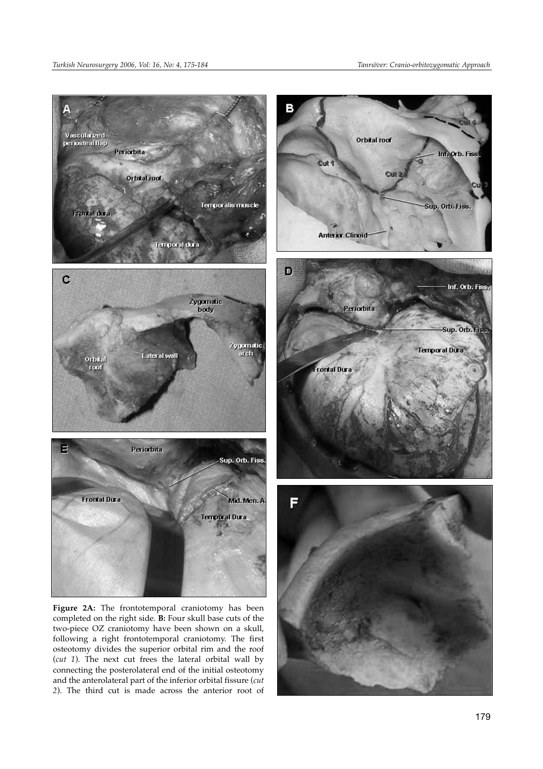**Figure 2A:** The frontotemporal craniotomy has been completed on the right side. **B:** Four skull base cuts of the two-piece OZ craniotomy have been shown on a skull, following a right frontotemporal craniotomy. The first osteotomy divides the superior orbital rim and the roof (*cut 1*). The next cut frees the lateral orbital wall by connecting the posterolateral end of the initial osteotomy and the anterolateral part of the inferior orbital fissure (*cut 2*). The third cut is made across the anterior root of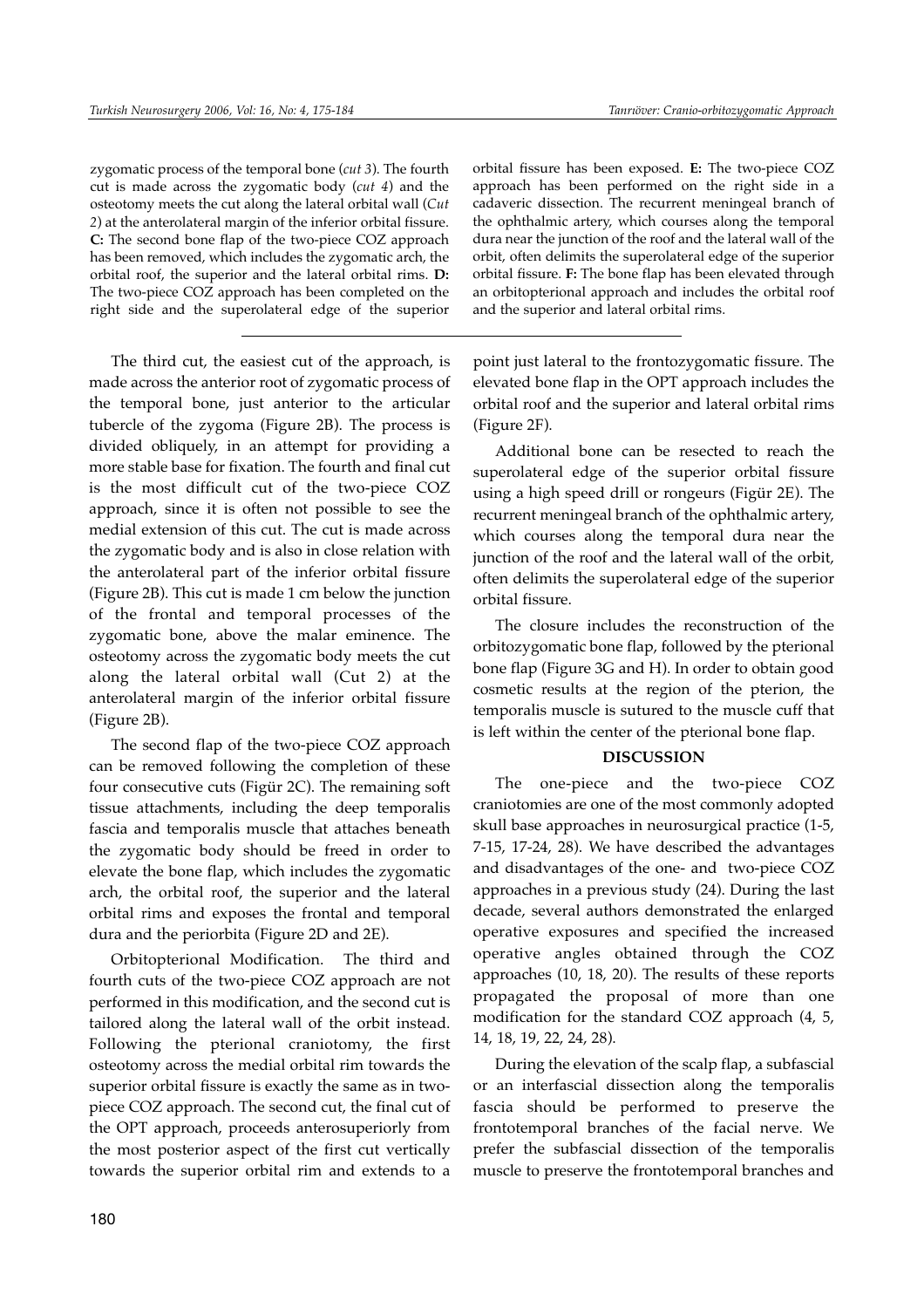zygomatic process of the temporal bone (*cut 3*). The fourth cut is made across the zygomatic body (*cut 4*) and the osteotomy meets the cut along the lateral orbital wall (*Cut 2*) at the anterolateral margin of the inferior orbital fissure. **C:** The second bone flap of the two-piece COZ approach has been removed, which includes the zygomatic arch, the orbital roof, the superior and the lateral orbital rims. **D:** The two-piece COZ approach has been completed on the right side and the superolateral edge of the superior orbital fissure has been exposed. **E:** The two-piece COZ approach has been performed on the right side in a cadaveric dissection. The recurrent meningeal branch of the ophthalmic artery, which courses along the temporal dura near the junction of the roof and the lateral wall of the orbit, often delimits the superolateral edge of the superior orbital fissure. **F:** The bone flap has been elevated through an orbitopterional approach and includes the orbital roof and the superior and lateral orbital rims.

The third cut, the easiest cut of the approach, is made across the anterior root of zygomatic process of the temporal bone, just anterior to the articular tubercle of the zygoma (Figure 2B). The process is divided obliquely, in an attempt for providing a more stable base for fixation. The fourth and final cut is the most difficult cut of the two-piece COZ approach, since it is often not possible to see the medial extension of this cut. The cut is made across the zygomatic body and is also in close relation with the anterolateral part of the inferior orbital fissure (Figure 2B). This cut is made 1 cm below the junction of the frontal and temporal processes of the zygomatic bone, above the malar eminence. The osteotomy across the zygomatic body meets the cut along the lateral orbital wall (Cut 2) at the anterolateral margin of the inferior orbital fissure (Figure 2B).

The second flap of the two-piece COZ approach can be removed following the completion of these four consecutive cuts (Figür 2C). The remaining soft tissue attachments, including the deep temporalis fascia and temporalis muscle that attaches beneath the zygomatic body should be freed in order to elevate the bone flap, which includes the zygomatic arch, the orbital roof, the superior and the lateral orbital rims and exposes the frontal and temporal dura and the periorbita (Figure 2D and 2E).

Orbitopterional Modification. The third and fourth cuts of the two-piece COZ approach are not performed in this modification, and the second cut is tailored along the lateral wall of the orbit instead. Following the pterional craniotomy, the first osteotomy across the medial orbital rim towards the superior orbital fissure is exactly the same as in two-piece COZ approach. The second cut, the final cut of the OPT approach, proceeds anterosuperiorly from the most posterior aspect of the first cut vertically towards the superior orbital rim and extends to a point just lateral to the frontozygomatic fissure. The elevated bone flap in the OPT approach includes the orbital roof and the superior and lateral orbital rims (Figure 2F).

Additional bone can be resected to reach the superolateral edge of the superior orbital fissure using a high speed drill or rongeurs (Figür 2E). The recurrent meningeal branch of the ophthalmic artery, which courses along the temporal dura near the junction of the roof and the lateral wall of the orbit, often delimits the superolateral edge of the superior orbital fissure.

The closure includes the reconstruction of the orbitozygomatic bone flap, followed by the pterional bone flap (Figure 3G and H). In order to obtain good cosmetic results at the region of the pterion, the temporalis muscle is sutured to the muscle cuff that is left within the center of the pterional bone flap.

## DISCUSSION

The one-piece and the two-piece COZ craniotomies are one of the most commonly adopted skull base approaches in neurosurgical practice (1-5, 7-15, 17-24, 28). We have described the advantages and disadvantages of the one- and two-piece COZ approaches in a previous study (24). During the last decade, several authors demonstrated the enlarged operative exposures and specified the increased operative angles obtained through the COZ approaches (10, 18, 20). The results of these reports propagated the proposal of more than one modification for the standard COZ approach (4, 5, 14, 18, 19, 22, 24, 28).

During the elevation of the scalp flap, a subfascial or an interfascial dissection along the temporalis fascia should be performed to preserve the frontotemporal branches of the facial nerve. We prefer the subfascial dissection of the temporalis muscle to preserve the frontotemporal branches and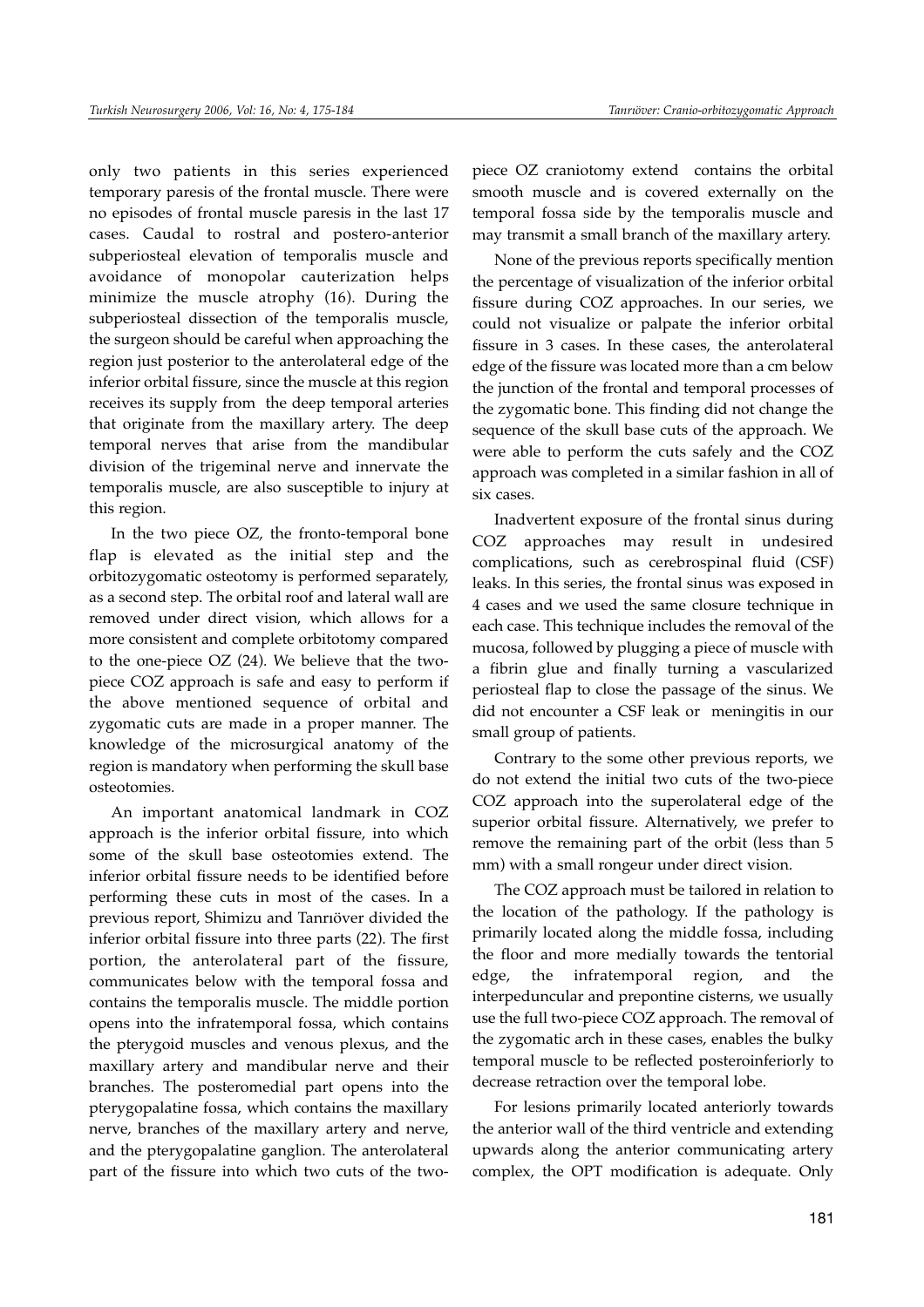only two patients in this series experienced temporary paresis of the frontal muscle. There were no episodes of frontal muscle paresis in the last 17 cases. Caudal to rostral and postero-anterior subperiosteal elevation of temporalis muscle and avoidance of monopolar cauterization helps minimize the muscle atrophy (16). During the subperiosteal dissection of the temporalis muscle, the surgeon should be careful when approaching the region just posterior to the anterolateral edge of the inferior orbital fissure, since the muscle at this region receives its supply from the deep temporal arteries that originate from the maxillary artery. The deep temporal nerves that arise from the mandibular division of the trigeminal nerve and innervate the temporalis muscle, are also susceptible to injury at this region.

In the two piece OZ, the fronto-temporal bone flap is elevated as the initial step and the orbitozygomatic osteotomy is performed separately, as a second step. The orbital roof and lateral wall are removed under direct vision, which allows for a more consistent and complete orbitotomy compared to the one-piece OZ (24). We believe that the two-piece COZ approach is safe and easy to perform if the above mentioned sequence of orbital and zygomatic cuts are made in a proper manner. The knowledge of the microsurgical anatomy of the region is mandatory when performing the skull base osteotomies.

An important anatomical landmark in COZ approach is the inferior orbital fissure, into which some of the skull base osteotomies extend. The inferior orbital fissure needs to be identified before performing these cuts in most of the cases. In a previous report, Shimizu and Tanriöver divided the inferior orbital fissure into three parts (22). The first portion, the anterolateral part of the fissure, communicates below with the temporal fossa and contains the temporalis muscle. The middle portion opens into the infratemporal fossa, which contains the pterygoid muscles and venous plexus, and the maxillary artery and mandibular nerve and their branches. The posteromedial part opens into the pterygopalatine fossa, which contains the maxillary nerve, branches of the maxillary artery and nerve, and the pterygopalatine ganglion. The anterolateral part of the fissure into which two cuts of the two-piece OZ craniotomy extend contains the orbital smooth muscle and is covered externally on the temporal fossa side by the temporalis muscle and may transmit a small branch of the maxillary artery.

None of the previous reports specifically mention the percentage of visualization of the inferior orbital fissure during COZ approaches. In our series, we could not visualize or palpate the inferior orbital fissure in 3 cases. In these cases, the anterolateral edge of the fissure was located more than a cm below the junction of the frontal and temporal processes of the zygomatic bone. This finding did not change the sequence of the skull base cuts of the approach. We were able to perform the cuts safely and the COZ approach was completed in a similar fashion in all of six cases.

Inadvertent exposure of the frontal sinus during COZ approaches may result in undesired complications, such as cerebrospinal fluid (CSF) leaks. In this series, the frontal sinus was exposed in 4 cases and we used the same closure technique in each case. This technique includes the removal of the mucosa, followed by plugging a piece of muscle with a fibrin glue and finally turning a vascularized periosteal flap to close the passage of the sinus. We did not encounter a CSF leak or meningitis in our small group of patients.

Contrary to the some other previous reports, we do not extend the initial two cuts of the two-piece COZ approach into the superolateral edge of the superior orbital fissure. Alternatively, we prefer to remove the remaining part of the orbit (less than 5 mm) with a small rongeur under direct vision.

The COZ approach must be tailored in relation to the location of the pathology. If the pathology is primarily located along the middle fossa, including the floor and more medially towards the tentorial edge, the infratemporal region, and the interpeduncular and prepontine cisterns, we usually use the full two-piece COZ approach. The removal of the zygomatic arch in these cases, enables the bulky temporal muscle to be reflected posteroinferiorly to decrease retraction over the temporal lobe.

For lesions primarily located anteriorly towards the anterior wall of the third ventricle and extending upwards along the anterior communicating artery complex, the OPT modification is adequate. Only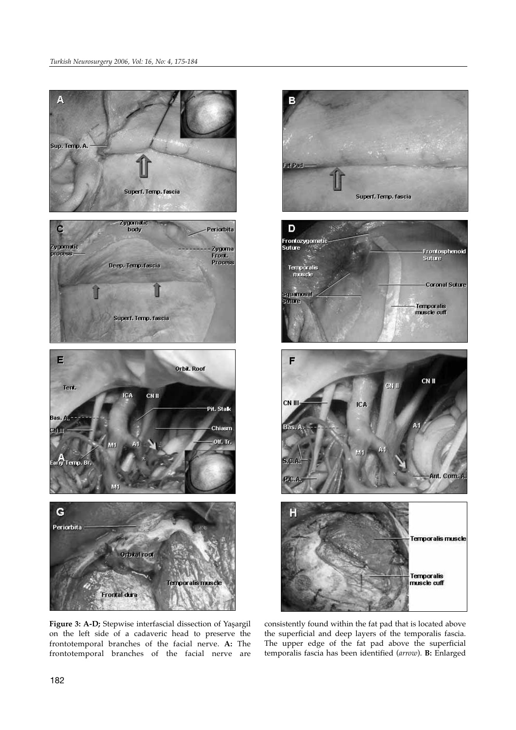**Figure 3: A-D;** Stepwise interfascial dissection of Yaşargil on the left side of a cadaveric head to preserve the frontotemporal branches of the facial nerve. **A:** The frontotemporal branches of the facial nerve are consistently found within the fat pad that is located above the superficial and deep layers of the temporalis fascia. The upper edge of the fat pad above the superficial temporalis fascia has been identified (*arrow*). **B:** Enlarged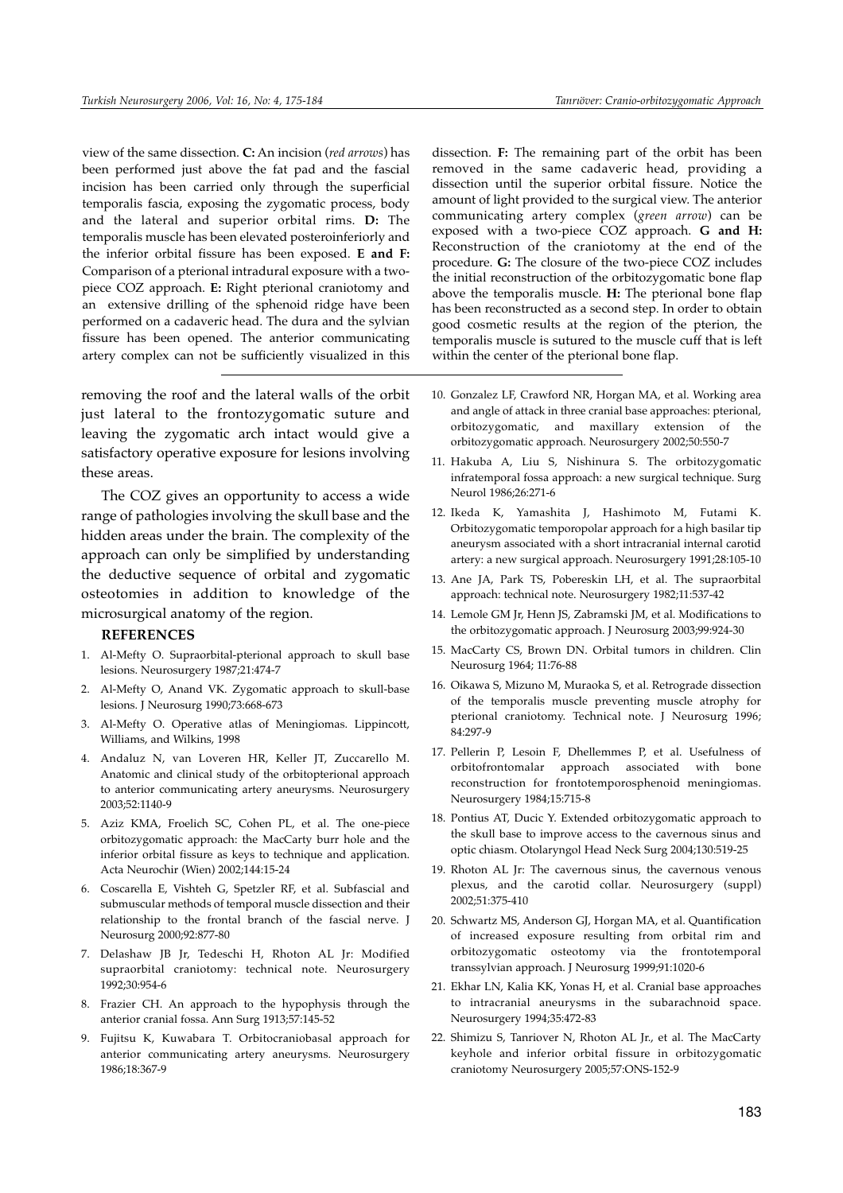view of the same dissection. **C:** An incision (*red arrows*) has been performed just above the fat pad and the fascial incision has been carried only through the superficial temporalis fascia, exposing the zygomatic process, body and the lateral and superior orbital rims. **D:** The temporalis muscle has been elevated posteroinferiorly and the inferior orbital fissure has been exposed. **E and F:** Comparison of a pterional intradural exposure with a two-piece COZ approach. **E:** Right pterional craniotomy and an extensive drilling of the sphenoid ridge have been performed on a cadaveric head. The dura and the sylvian fissure has been opened. The anterior communicating artery complex can not be sufficiently visualized in this dissection. **F:** The remaining part of the orbit has been removed in the same cadaveric head, providing a dissection until the superior orbital fissure. Notice the amount of light provided to the surgical view. The anterior communicating artery complex (*green arrow*) can be exposed with a two-piece COZ approach. **G and H:** Reconstruction of the craniotomy at the end of the procedure. **G:** The closure of the two-piece COZ includes the initial reconstruction of the orbitozygomatic bone flap above the temporalis muscle. **H:** The pterional bone flap has been reconstructed as a second step. In order to obtain good cosmetic results at the region of the pterion, the temporalis muscle is sutured to the muscle cuff that is left within the center of the pterional bone flap.

removing the roof and the lateral walls of the orbit just lateral to the frontozygomatic suture and leaving the zygomatic arch intact would give a satisfactory operative exposure for lesions involving these areas.

The COZ gives an opportunity to access a wide range of pathologies involving the skull base and the hidden areas under the brain. The complexity of the approach can only be simplified by understanding the deductive sequence of orbital and zygomatic osteotomies in addition to knowledge of the microsurgical anatomy of the region.

**REFERENCES**

1. Al-Mefty O. Supraorbital-pterional approach to skull base lesions. Neurosurgery 1987;21:474-7
2. Al-Mefty O, Anand VK. Zygomatic approach to skull-base lesions. J Neurosurg 1990;73:668-673
3. Al-Mefty O. Operative atlas of Meningiomas. Lippincott, Williams, and Wilkins, 1998
4. Andaluz N, van Loveren HR, Keller JT, Zuccarello M. Anatomic and clinical study of the orbitopterional approach to anterior communicating artery aneurysms. Neurosurgery 2003;52:1140-9
5. Aziz KMA, Froelich SC, Cohen PL, et al. The one-piece orbitozygomatic approach: the MacCarty burr hole and the inferior orbital fissure as keys to technique and application. Acta Neurochir (Wien) 2002;144:15-24
6. Coscarella E, Vishteh G, Spetzler RF, et al. Subfascial and submuscular methods of temporal muscle dissection and their relationship to the frontal branch of the fascial nerve. J Neurosurg 2000;92:877-80
7. Delashaw JB Jr, Tedeschi H, Rhoton AL Jr: Modified supraorbital craniotomy: technical note. Neurosurgery 1992;30:954-6
8. Frazier CH. An approach to the hypophysis through the anterior cranial fossa. Ann Surg 1913;57:145-52
9. Fujitsu K, Kuwabara T. Orbitocraniobasal approach for anterior communicating artery aneurysms. Neurosurgery 1986;18:367-9
10. Gonzalez LF, Crawford NR, Horgan MA, et al. Working area and angle of attack in three cranial base approaches: pterional, orbitozygomatic, and maxillary extension of the orbitozygomatic approach. Neurosurgery 2002;50:550-7
11. Hakuba A, Liu S, Nishinura S. The orbitozygomatic infratemporal fossa approach: a new surgical technique. Surg Neurol 1986;26:271-6
12. Ikeda K, Yamashita J, Hashimoto M, Futami K. Orbitozygomatic temporopolar approach for a high basilar tip aneurysm associated with a short intracranial internal carotid artery: a new surgical approach. Neurosurgery 1991;28:105-10
13. Ane JA, Park TS, Pobereskin LH, et al. The supraorbital approach: technical note. Neurosurgery 1982;11:537-42
14. Lemole GM Jr, Henn JS, Zabramski JM, et al. Modifications to the orbitozygomatic approach. J Neurosurg 2003;99:924-30
15. MacCarty CS, Brown DN. Orbital tumors in children. Clin Neurosurg 1964; 11:76-88
16. Oikawa S, Mizuno M, Muraoka S, et al. Retrograde dissection of the temporalis muscle preventing muscle atrophy for pterional craniotomy. Technical note. J Neurosurg 1996; 84:297-9
17. Pellerin P, Lesoin F, Dhellemmes P, et al. Usefulness of orbitofrontomalar approach associated with bone reconstruction for frontotemporosphenoid meningiomas. Neurosurgery 1984;15:715-8
18. Pontius AT, Ducic Y. Extended orbitozygomatic approach to the skull base to improve access to the cavernous sinus and optic chiasm. Otolaryngol Head Neck Surg 2004;130:519-25
19. Rhoton AL Jr: The cavernous sinus, the cavernous venous plexus, and the carotid collar. Neurosurgery (suppl) 2002;51:375-410
20. Schwartz MS, Anderson GJ, Horgan MA, et al. Quantification of increased exposure resulting from orbital rim and orbitozygomatic osteotomy via the frontotemporal transsylvian approach. J Neurosurg 1999;91:1020-6
21. Ekhar LN, Kalia KK, Yonas H, et al. Cranial base approaches to intracranial aneurysms in the subarachnoid space. Neurosurgery 1994;35:472-83
22. Shimizu S, Tanriover N, Rhoton AL Jr., et al. The MacCarty keyhole and inferior orbital fissure in orbitozygomatic craniotomy Neurosurgery 2005;57:ONS-152-9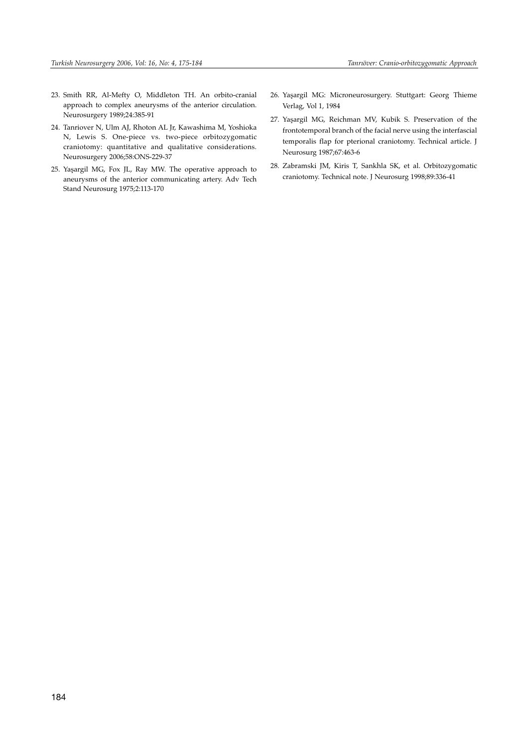23. Smith RR, Al-Mefty O, Middleton TH. An orbito-cranial approach to complex aneurysms of the anterior circulation. Neurosurgery 1989;24:385-91

24. Tanriover N, Ulm AJ, Rhoton AL Jr, Kawashima M, Yoshioka N, Lewis S. One-piece vs. two-piece orbitozygomatic craniotomy: quantitative and qualitative considerations. Neurosurgery 2006;58:ONS-229-37

25. Yaşargil MG, Fox JL, Ray MW. The operative approach to aneurysms of the anterior communicating artery. Adv Tech Stand Neurosurg 1975;2:113-170

26. Yaşargil MG: Microneurosurgery. Stuttgart: Georg Thieme Verlag, Vol 1, 1984

27. Yaşargil MG, Reichman MV, Kubik S. Preservation of the frontotemporal branch of the facial nerve using the interfascial temporalis flap for pterional craniotomy. Technical article. J Neurosurg 1987;67:463-6

28. Zabramski JM, Kiris T, Sankhla SK, et al. Orbitozygomatic craniotomy. Technical note. J Neurosurg 1998;89:336-41